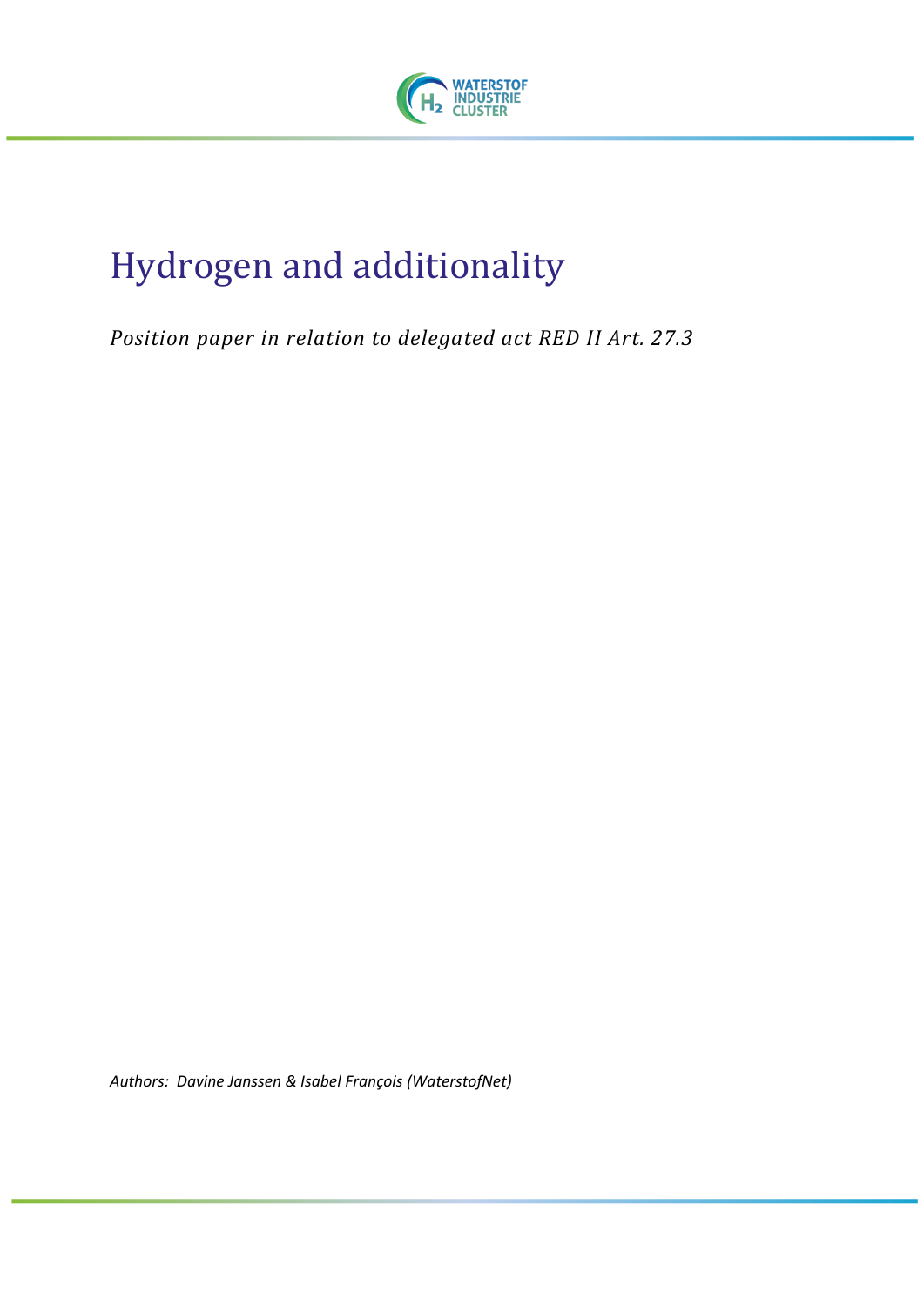# Hydrogen and additionality

*Position paper in relation to delegated act RED II Art. 27.3*

*Authors: Davine Janssen & Isabel François (WaterstofNet)*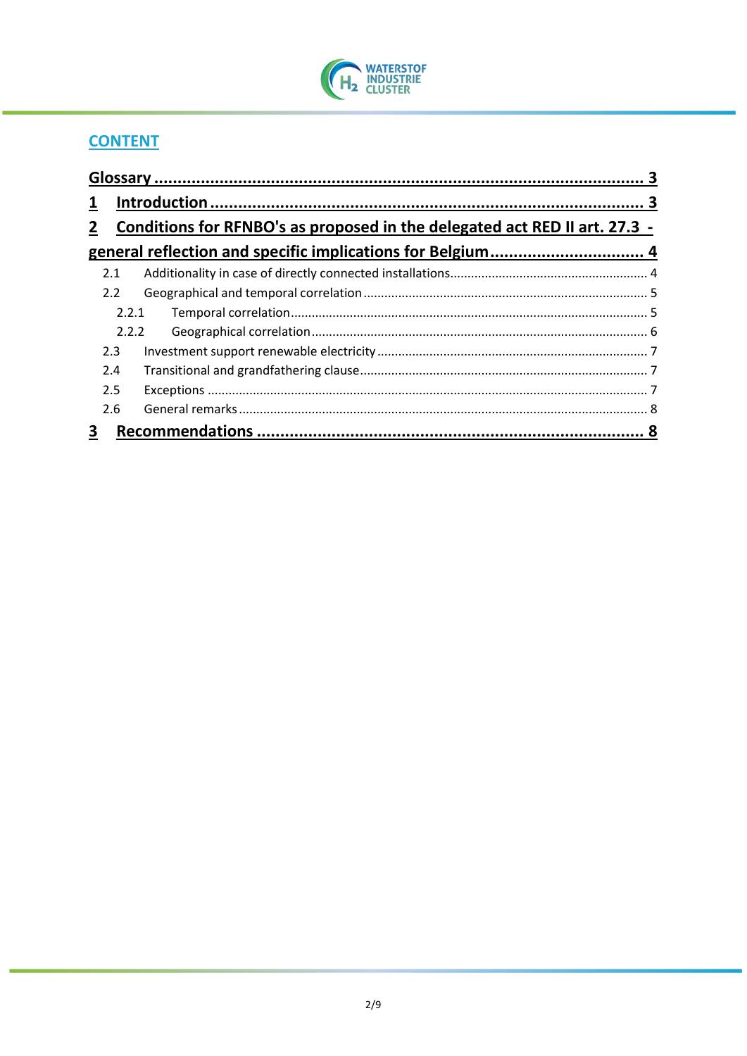## CONTENT

Glossary ........................................................................................................ 3

1 Introduction ............................................................................................... 3

2 Conditions for RFNBO's as proposed in the delegated act RED II art. 27.3 - general reflection and specific implications for Belgium ................................. 4

- 2.1 Additionality in case of directly connected installations......................................................... 4
- 2.2 Geographical and temporal correlation .................................................................................. 5
  - 2.2.1 Temporal correlation....................................................................................................... 5
  - 2.2.2 Geographical correlation ................................................................................................. 6
- 2.3 Investment support renewable electricity .............................................................................. 7
- 2.4 Transitional and grandfathering clause................................................................................... 7
- 2.5 Exceptions .............................................................................................................................. 7
- 2.6 General remarks ..................................................................................................................... 8

3 Recommendations ..................................................................................... 8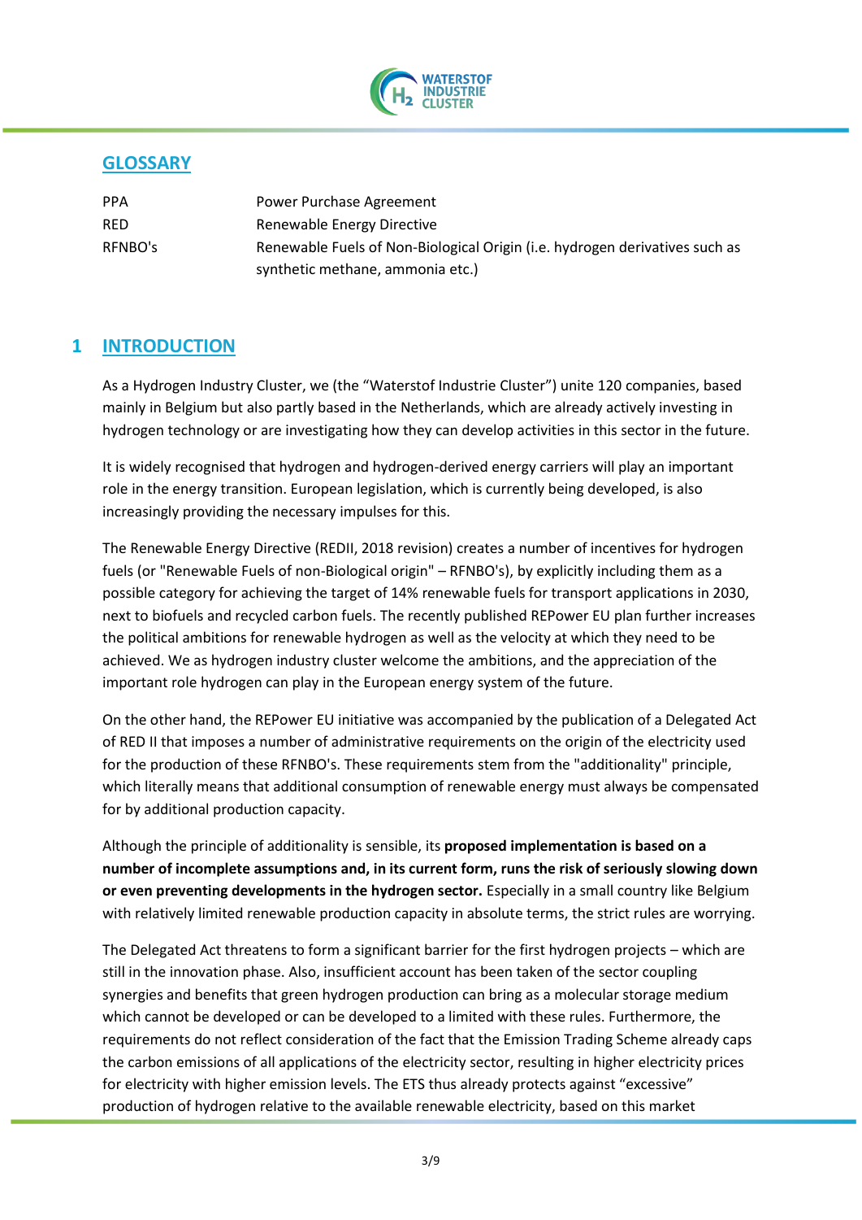## GLOSSARY

| | |
|---|---|
| PPA | Power Purchase Agreement |
| RED | Renewable Energy Directive |
| RFNBO's | Renewable Fuels of Non-Biological Origin (i.e. hydrogen derivatives such as synthetic methane, ammonia etc.) |

# 1 INTRODUCTION

As a Hydrogen Industry Cluster, we (the "Waterstof Industrie Cluster") unite 120 companies, based mainly in Belgium but also partly based in the Netherlands, which are already actively investing in hydrogen technology or are investigating how they can develop activities in this sector in the future.

It is widely recognised that hydrogen and hydrogen-derived energy carriers will play an important role in the energy transition. European legislation, which is currently being developed, is also increasingly providing the necessary impulses for this.

The Renewable Energy Directive (REDII, 2018 revision) creates a number of incentives for hydrogen fuels (or "Renewable Fuels of non-Biological origin" – RFNBO's), by explicitly including them as a possible category for achieving the target of 14% renewable fuels for transport applications in 2030, next to biofuels and recycled carbon fuels. The recently published REPower EU plan further increases the political ambitions for renewable hydrogen as well as the velocity at which they need to be achieved. We as hydrogen industry cluster welcome the ambitions, and the appreciation of the important role hydrogen can play in the European energy system of the future.

On the other hand, the REPower EU initiative was accompanied by the publication of a Delegated Act of RED II that imposes a number of administrative requirements on the origin of the electricity used for the production of these RFNBO's. These requirements stem from the "additionality" principle, which literally means that additional consumption of renewable energy must always be compensated for by additional production capacity.

Although the principle of additionality is sensible, its **proposed implementation is based on a number of incomplete assumptions and, in its current form, runs the risk of seriously slowing down or even preventing developments in the hydrogen sector.** Especially in a small country like Belgium with relatively limited renewable production capacity in absolute terms, the strict rules are worrying.

The Delegated Act threatens to form a significant barrier for the first hydrogen projects – which are still in the innovation phase. Also, insufficient account has been taken of the sector coupling synergies and benefits that green hydrogen production can bring as a molecular storage medium which cannot be developed or can be developed to a limited with these rules. Furthermore, the requirements do not reflect consideration of the fact that the Emission Trading Scheme already caps the carbon emissions of all applications of the electricity sector, resulting in higher electricity prices for electricity with higher emission levels. The ETS thus already protects against "excessive" production of hydrogen relative to the available renewable electricity, based on this market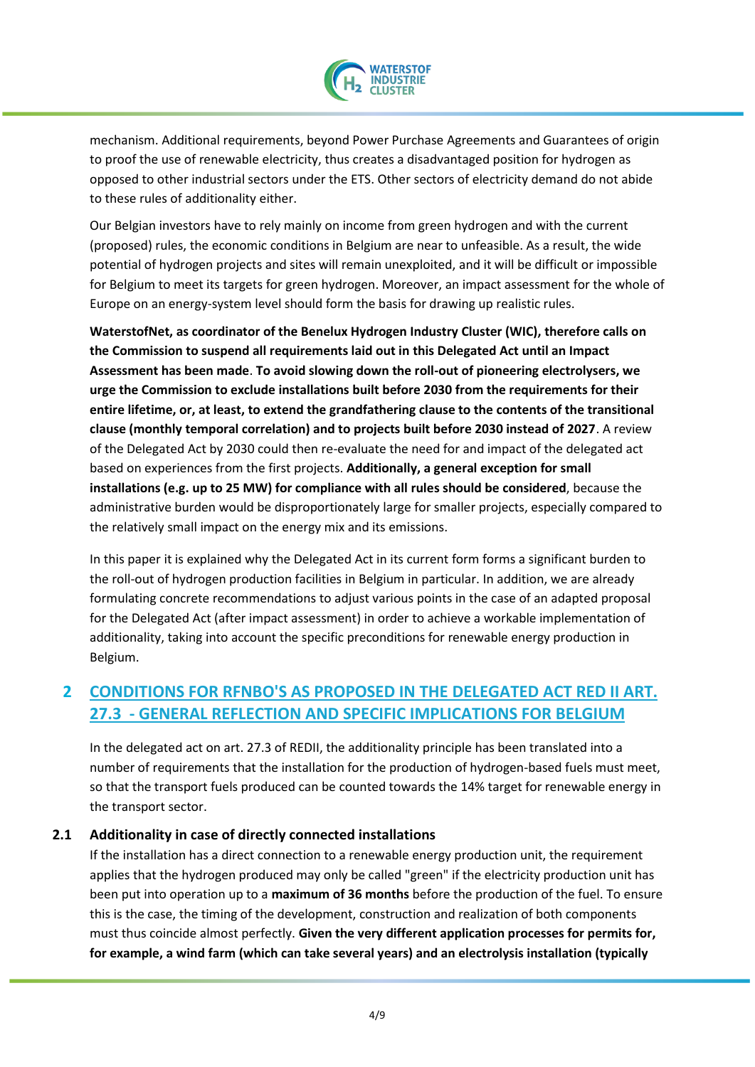mechanism. Additional requirements, beyond Power Purchase Agreements and Guarantees of origin to proof the use of renewable electricity, thus creates a disadvantaged position for hydrogen as opposed to other industrial sectors under the ETS. Other sectors of electricity demand do not abide to these rules of additionality either.

Our Belgian investors have to rely mainly on income from green hydrogen and with the current (proposed) rules, the economic conditions in Belgium are near to unfeasible. As a result, the wide potential of hydrogen projects and sites will remain unexploited, and it will be difficult or impossible for Belgium to meet its targets for green hydrogen. Moreover, an impact assessment for the whole of Europe on an energy-system level should form the basis for drawing up realistic rules.

**WaterstofNet, as coordinator of the Benelux Hydrogen Industry Cluster (WIC), therefore calls on the Commission to suspend all requirements laid out in this Delegated Act until an Impact Assessment has been made**. **To avoid slowing down the roll-out of pioneering electrolysers, we urge the Commission to exclude installations built before 2030 from the requirements for their entire lifetime, or, at least, to extend the grandfathering clause to the contents of the transitional clause (monthly temporal correlation) and to projects built before 2030 instead of 2027**. A review of the Delegated Act by 2030 could then re-evaluate the need for and impact of the delegated act based on experiences from the first projects. **Additionally, a general exception for small installations (e.g. up to 25 MW) for compliance with all rules should be considered**, because the administrative burden would be disproportionately large for smaller projects, especially compared to the relatively small impact on the energy mix and its emissions.

In this paper it is explained why the Delegated Act in its current form forms a significant burden to the roll-out of hydrogen production facilities in Belgium in particular. In addition, we are already formulating concrete recommendations to adjust various points in the case of an adapted proposal for the Delegated Act (after impact assessment) in order to achieve a workable implementation of additionality, taking into account the specific preconditions for renewable energy production in Belgium.

## 2 CONDITIONS FOR RFNBO'S AS PROPOSED IN THE DELEGATED ACT RED II ART. 27.3 - GENERAL REFLECTION AND SPECIFIC IMPLICATIONS FOR BELGIUM

In the delegated act on art. 27.3 of REDII, the additionality principle has been translated into a number of requirements that the installation for the production of hydrogen-based fuels must meet, so that the transport fuels produced can be counted towards the 14% target for renewable energy in the transport sector.

### 2.1 Additionality in case of directly connected installations

If the installation has a direct connection to a renewable energy production unit, the requirement applies that the hydrogen produced may only be called "green" if the electricity production unit has been put into operation up to a **maximum of 36 months** before the production of the fuel. To ensure this is the case, the timing of the development, construction and realization of both components must thus coincide almost perfectly. **Given the very different application processes for permits for, for example, a wind farm (which can take several years) and an electrolysis installation (typically**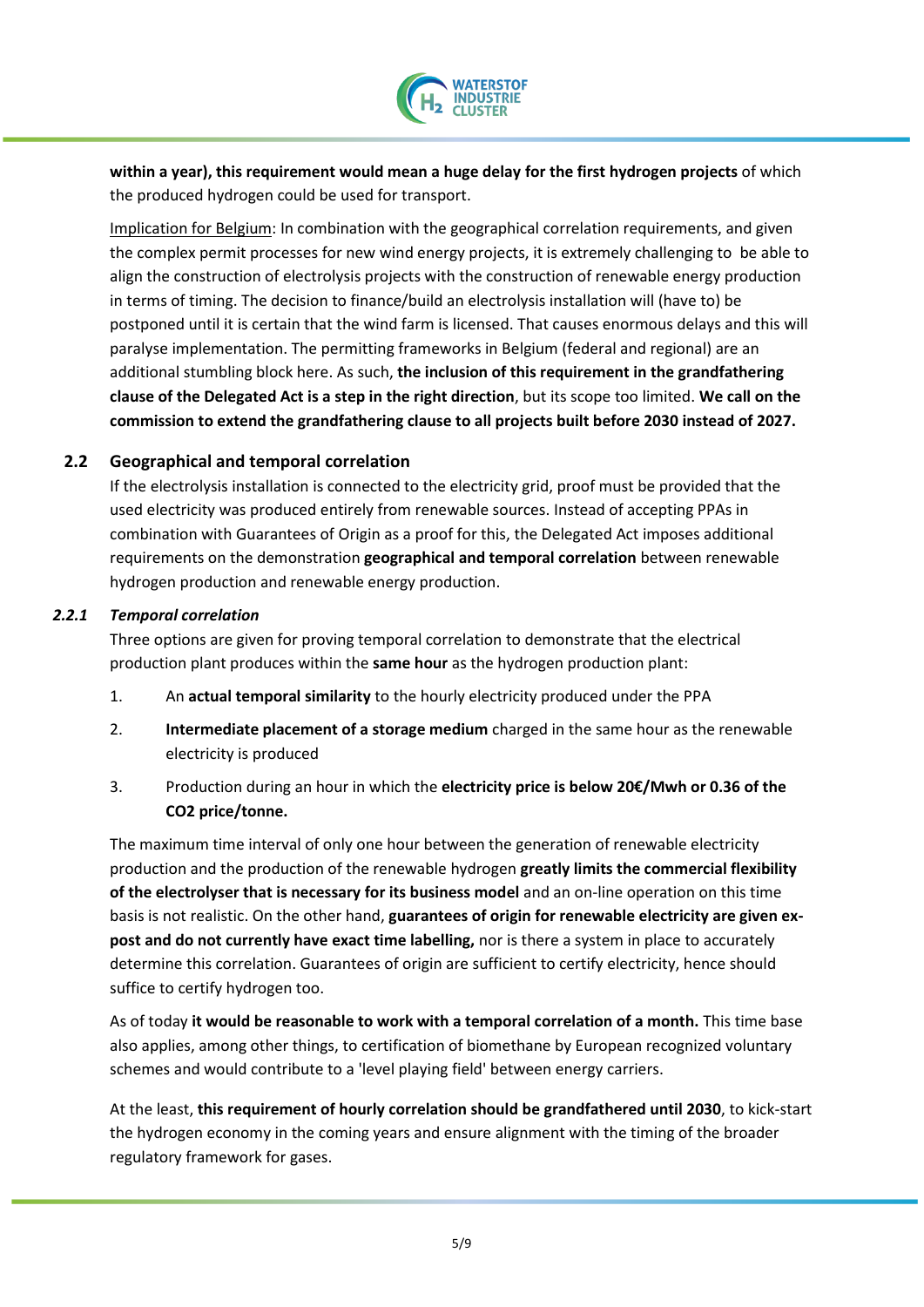**within a year), this requirement would mean a huge delay for the first hydrogen projects** of which the produced hydrogen could be used for transport.

Implication for Belgium: In combination with the geographical correlation requirements, and given the complex permit processes for new wind energy projects, it is extremely challenging to be able to align the construction of electrolysis projects with the construction of renewable energy production in terms of timing. The decision to finance/build an electrolysis installation will (have to) be postponed until it is certain that the wind farm is licensed. That causes enormous delays and this will paralyse implementation. The permitting frameworks in Belgium (federal and regional) are an additional stumbling block here. As such, **the inclusion of this requirement in the grandfathering clause of the Delegated Act is a step in the right direction**, but its scope too limited. **We call on the commission to extend the grandfathering clause to all projects built before 2030 instead of 2027.**

## 2.2 Geographical and temporal correlation

If the electrolysis installation is connected to the electricity grid, proof must be provided that the used electricity was produced entirely from renewable sources. Instead of accepting PPAs in combination with Guarantees of Origin as a proof for this, the Delegated Act imposes additional requirements on the demonstration **geographical and temporal correlation** between renewable hydrogen production and renewable energy production.

### *2.2.1 Temporal correlation*

Three options are given for proving temporal correlation to demonstrate that the electrical production plant produces within the **same hour** as the hydrogen production plant:

1. An **actual temporal similarity** to the hourly electricity produced under the PPA
2. **Intermediate placement of a storage medium** charged in the same hour as the renewable electricity is produced
3. Production during an hour in which the **electricity price is below 20€/Mwh or 0.36 of the CO2 price/tonne.**

The maximum time interval of only one hour between the generation of renewable electricity production and the production of the renewable hydrogen **greatly limits the commercial flexibility of the electrolyser that is necessary for its business model** and an on-line operation on this time basis is not realistic. On the other hand, **guarantees of origin for renewable electricity are given ex-post and do not currently have exact time labelling,** nor is there a system in place to accurately determine this correlation. Guarantees of origin are sufficient to certify electricity, hence should suffice to certify hydrogen too.

As of today **it would be reasonable to work with a temporal correlation of a month.** This time base also applies, among other things, to certification of biomethane by European recognized voluntary schemes and would contribute to a 'level playing field' between energy carriers.

At the least, **this requirement of hourly correlation should be grandfathered until 2030**, to kick-start the hydrogen economy in the coming years and ensure alignment with the timing of the broader regulatory framework for gases.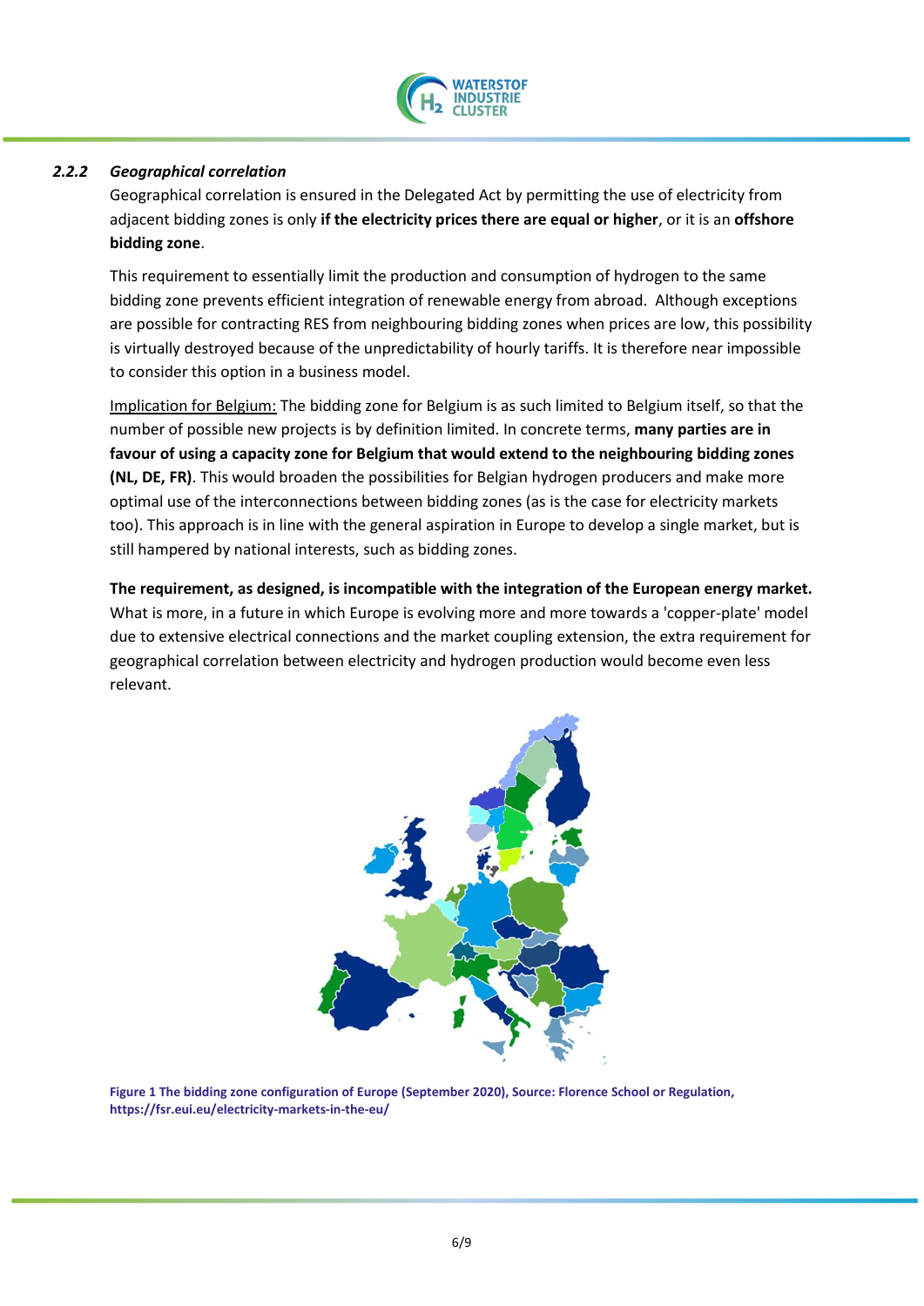### 2.2.2 *Geographical correlation*

Geographical correlation is ensured in the Delegated Act by permitting the use of electricity from adjacent bidding zones is only **if the electricity prices there are equal or higher**, or it is an **offshore bidding zone**.

This requirement to essentially limit the production and consumption of hydrogen to the same bidding zone prevents efficient integration of renewable energy from abroad. Although exceptions are possible for contracting RES from neighbouring bidding zones when prices are low, this possibility is virtually destroyed because of the unpredictability of hourly tariffs. It is therefore near impossible to consider this option in a business model.

Implication for Belgium: The bidding zone for Belgium is as such limited to Belgium itself, so that the number of possible new projects is by definition limited. In concrete terms, **many parties are in favour of using a capacity zone for Belgium that would extend to the neighbouring bidding zones (NL, DE, FR)**. This would broaden the possibilities for Belgian hydrogen producers and make more optimal use of the interconnections between bidding zones (as is the case for electricity markets too). This approach is in line with the general aspiration in Europe to develop a single market, but is still hampered by national interests, such as bidding zones.

**The requirement, as designed, is incompatible with the integration of the European energy market.** What is more, in a future in which Europe is evolving more and more towards a 'copper-plate' model due to extensive electrical connections and the market coupling extension, the extra requirement for geographical correlation between electricity and hydrogen production would become even less relevant.

**Figure 1 The bidding zone configuration of Europe (September 2020), Source: Florence School or Regulation, https://fsr.eui.eu/electricity-markets-in-the-eu/**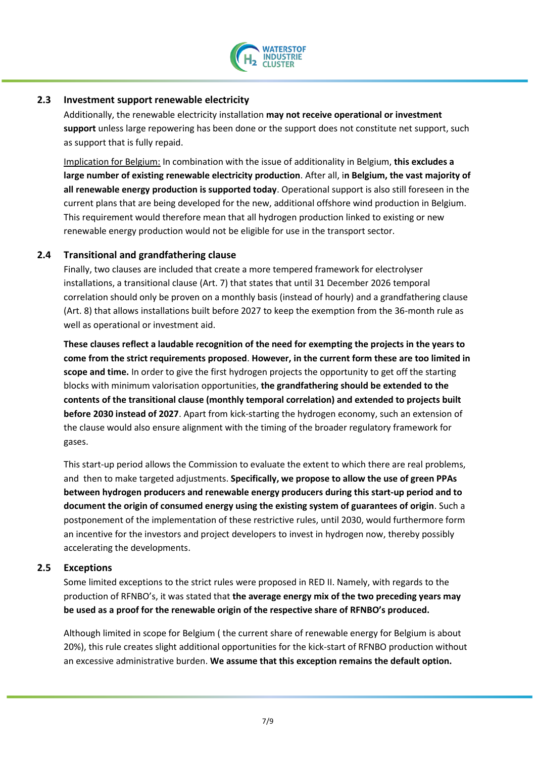## 2.3 Investment support renewable electricity

Additionally, the renewable electricity installation **may not receive operational or investment support** unless large repowering has been done or the support does not constitute net support, such as support that is fully repaid.

Implication for Belgium: In combination with the issue of additionality in Belgium, **this excludes a large number of existing renewable electricity production**. After all, i**n Belgium, the vast majority of all renewable energy production is supported today**. Operational support is also still foreseen in the current plans that are being developed for the new, additional offshore wind production in Belgium. This requirement would therefore mean that all hydrogen production linked to existing or new renewable energy production would not be eligible for use in the transport sector.

## 2.4 Transitional and grandfathering clause

Finally, two clauses are included that create a more tempered framework for electrolyser installations, a transitional clause (Art. 7) that states that until 31 December 2026 temporal correlation should only be proven on a monthly basis (instead of hourly) and a grandfathering clause (Art. 8) that allows installations built before 2027 to keep the exemption from the 36-month rule as well as operational or investment aid.

**These clauses reflect a laudable recognition of the need for exempting the projects in the years to come from the strict requirements proposed**. **However, in the current form these are too limited in scope and time.** In order to give the first hydrogen projects the opportunity to get off the starting blocks with minimum valorisation opportunities, **the grandfathering should be extended to the contents of the transitional clause (monthly temporal correlation) and extended to projects built before 2030 instead of 2027**. Apart from kick-starting the hydrogen economy, such an extension of the clause would also ensure alignment with the timing of the broader regulatory framework for gases.

This start-up period allows the Commission to evaluate the extent to which there are real problems, and then to make targeted adjustments. **Specifically, we propose to allow the use of green PPAs between hydrogen producers and renewable energy producers during this start-up period and to document the origin of consumed energy using the existing system of guarantees of origin**. Such a postponement of the implementation of these restrictive rules, until 2030, would furthermore form an incentive for the investors and project developers to invest in hydrogen now, thereby possibly accelerating the developments.

## 2.5 Exceptions

Some limited exceptions to the strict rules were proposed in RED II. Namely, with regards to the production of RFNBO's, it was stated that **the average energy mix of the two preceding years may be used as a proof for the renewable origin of the respective share of RFNBO's produced.**

Although limited in scope for Belgium ( the current share of renewable energy for Belgium is about 20%), this rule creates slight additional opportunities for the kick-start of RFNBO production without an excessive administrative burden. **We assume that this exception remains the default option.**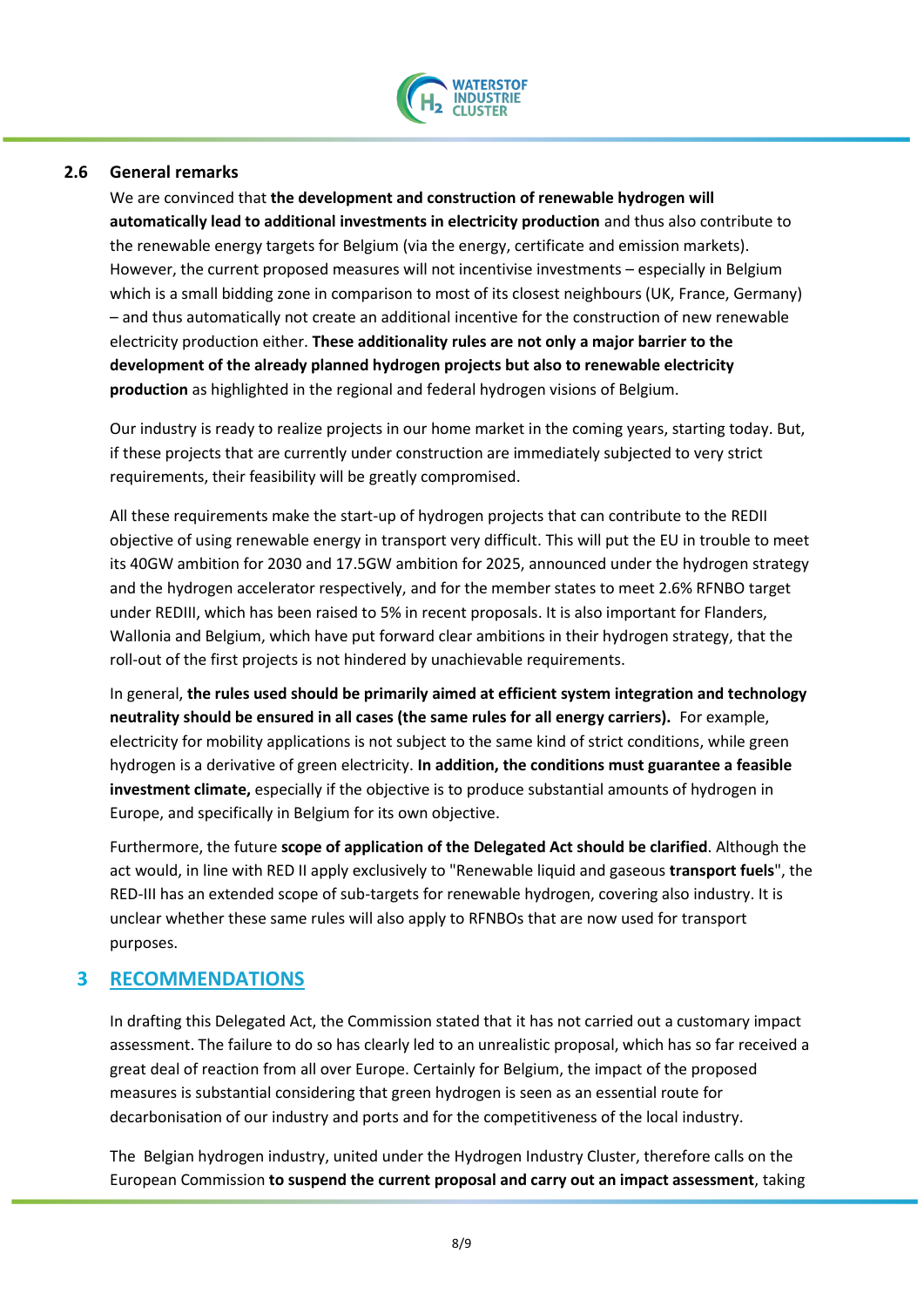## 2.6 General remarks

We are convinced that **the development and construction of renewable hydrogen will automatically lead to additional investments in electricity production** and thus also contribute to the renewable energy targets for Belgium (via the energy, certificate and emission markets). However, the current proposed measures will not incentivise investments – especially in Belgium which is a small bidding zone in comparison to most of its closest neighbours (UK, France, Germany) – and thus automatically not create an additional incentive for the construction of new renewable electricity production either. **These additionality rules are not only a major barrier to the development of the already planned hydrogen projects but also to renewable electricity production** as highlighted in the regional and federal hydrogen visions of Belgium.

Our industry is ready to realize projects in our home market in the coming years, starting today. But, if these projects that are currently under construction are immediately subjected to very strict requirements, their feasibility will be greatly compromised.

All these requirements make the start-up of hydrogen projects that can contribute to the REDII objective of using renewable energy in transport very difficult. This will put the EU in trouble to meet its 40GW ambition for 2030 and 17.5GW ambition for 2025, announced under the hydrogen strategy and the hydrogen accelerator respectively, and for the member states to meet 2.6% RFNBO target under REDIII, which has been raised to 5% in recent proposals. It is also important for Flanders, Wallonia and Belgium, which have put forward clear ambitions in their hydrogen strategy, that the roll-out of the first projects is not hindered by unachievable requirements.

In general, **the rules used should be primarily aimed at efficient system integration and technology neutrality should be ensured in all cases (the same rules for all energy carriers).** For example, electricity for mobility applications is not subject to the same kind of strict conditions, while green hydrogen is a derivative of green electricity. **In addition, the conditions must guarantee a feasible investment climate,** especially if the objective is to produce substantial amounts of hydrogen in Europe, and specifically in Belgium for its own objective.

Furthermore, the future **scope of application of the Delegated Act should be clarified**. Although the act would, in line with RED II apply exclusively to "Renewable liquid and gaseous **transport fuels**", the RED-III has an extended scope of sub-targets for renewable hydrogen, covering also industry. It is unclear whether these same rules will also apply to RFNBOs that are now used for transport purposes.

# 3 RECOMMENDATIONS

In drafting this Delegated Act, the Commission stated that it has not carried out a customary impact assessment. The failure to do so has clearly led to an unrealistic proposal, which has so far received a great deal of reaction from all over Europe. Certainly for Belgium, the impact of the proposed measures is substantial considering that green hydrogen is seen as an essential route for decarbonisation of our industry and ports and for the competitiveness of the local industry.

The Belgian hydrogen industry, united under the Hydrogen Industry Cluster, therefore calls on the European Commission **to suspend the current proposal and carry out an impact assessment**, taking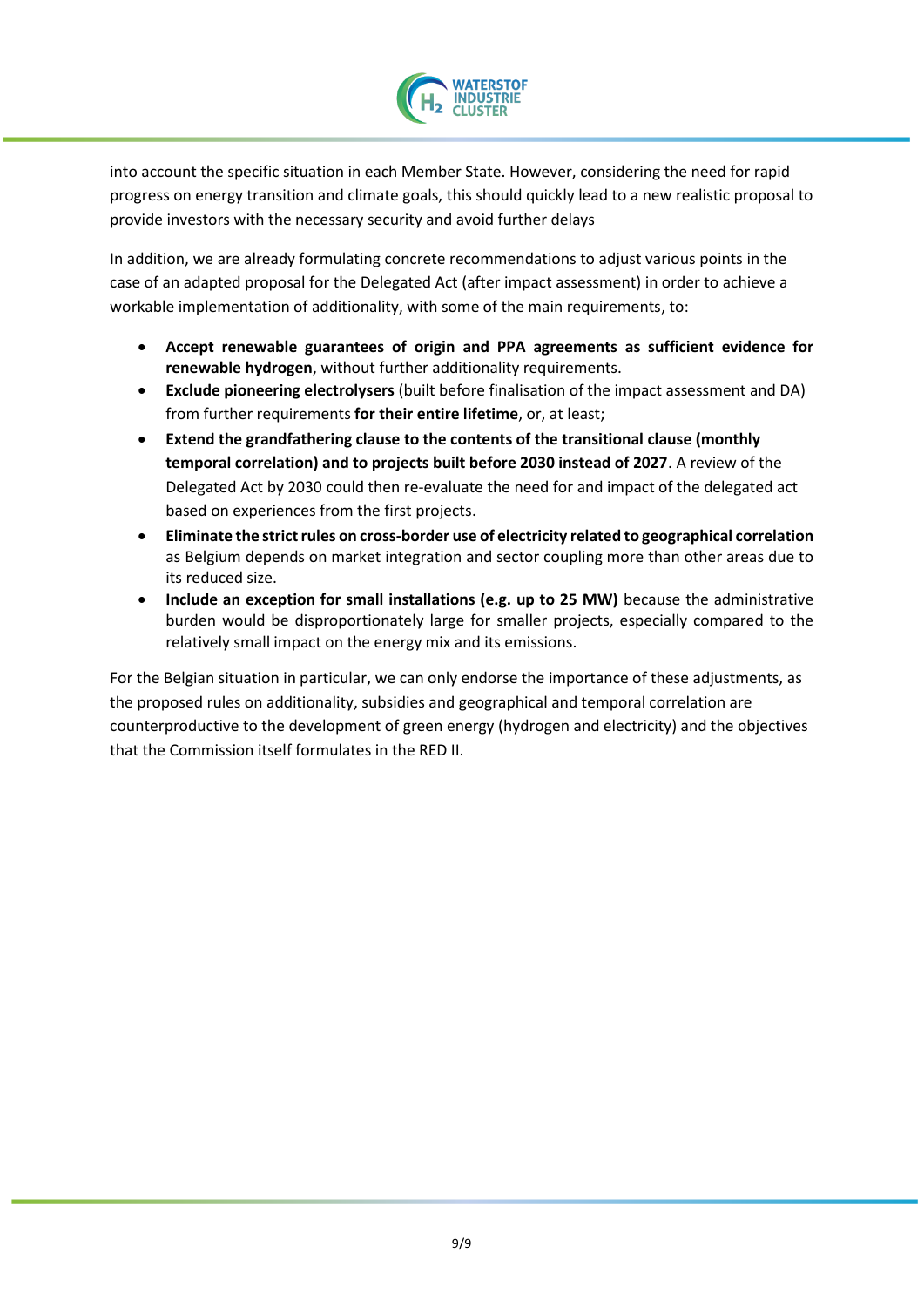into account the specific situation in each Member State. However, considering the need for rapid progress on energy transition and climate goals, this should quickly lead to a new realistic proposal to provide investors with the necessary security and avoid further delays

In addition, we are already formulating concrete recommendations to adjust various points in the case of an adapted proposal for the Delegated Act (after impact assessment) in order to achieve a workable implementation of additionality, with some of the main requirements, to:

- **Accept renewable guarantees of origin and PPA agreements as sufficient evidence for renewable hydrogen**, without further additionality requirements.
- **Exclude pioneering electrolysers** (built before finalisation of the impact assessment and DA) from further requirements **for their entire lifetime**, or, at least;
- **Extend the grandfathering clause to the contents of the transitional clause (monthly temporal correlation) and to projects built before 2030 instead of 2027**. A review of the Delegated Act by 2030 could then re-evaluate the need for and impact of the delegated act based on experiences from the first projects.
- **Eliminate the strict rules on cross-border use of electricity related to geographical correlation** as Belgium depends on market integration and sector coupling more than other areas due to its reduced size.
- **Include an exception for small installations (e.g. up to 25 MW)** because the administrative burden would be disproportionately large for smaller projects, especially compared to the relatively small impact on the energy mix and its emissions.

For the Belgian situation in particular, we can only endorse the importance of these adjustments, as the proposed rules on additionality, subsidies and geographical and temporal correlation are counterproductive to the development of green energy (hydrogen and electricity) and the objectives that the Commission itself formulates in the RED II.